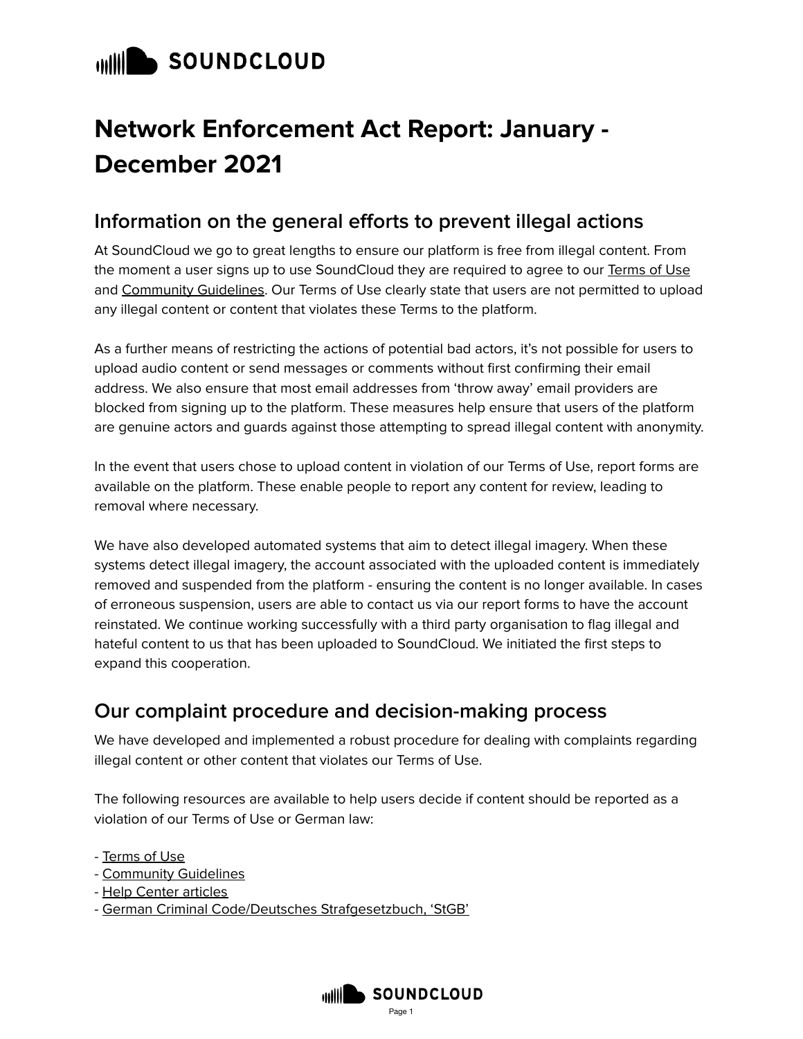# Network Enforcement Act Report: January - December 2021

## Information on the general efforts to prevent illegal actions

At SoundCloud we go to great lengths to ensure our platform is free from illegal content. From the moment a user signs up to use SoundCloud they are required to agree to our Terms of Use and Community Guidelines. Our Terms of Use clearly state that users are not permitted to upload any illegal content or content that violates these Terms to the platform.

As a further means of restricting the actions of potential bad actors, it's not possible for users to upload audio content or send messages or comments without first confirming their email address. We also ensure that most email addresses from 'throw away' email providers are blocked from signing up to the platform. These measures help ensure that users of the platform are genuine actors and guards against those attempting to spread illegal content with anonymity.

In the event that users chose to upload content in violation of our Terms of Use, report forms are available on the platform. These enable people to report any content for review, leading to removal where necessary.

We have also developed automated systems that aim to detect illegal imagery. When these systems detect illegal imagery, the account associated with the uploaded content is immediately removed and suspended from the platform - ensuring the content is no longer available. In cases of erroneous suspension, users are able to contact us via our report forms to have the account reinstated. We continue working successfully with a third party organisation to flag illegal and hateful content to us that has been uploaded to SoundCloud. We initiated the first steps to expand this cooperation.

## Our complaint procedure and decision-making process

We have developed and implemented a robust procedure for dealing with complaints regarding illegal content or other content that violates our Terms of Use.

The following resources are available to help users decide if content should be reported as a violation of our Terms of Use or German law:

- Terms of Use
- Community Guidelines
- Help Center articles
- German Criminal Code/Deutsches Strafgesetzbuch, 'StGB'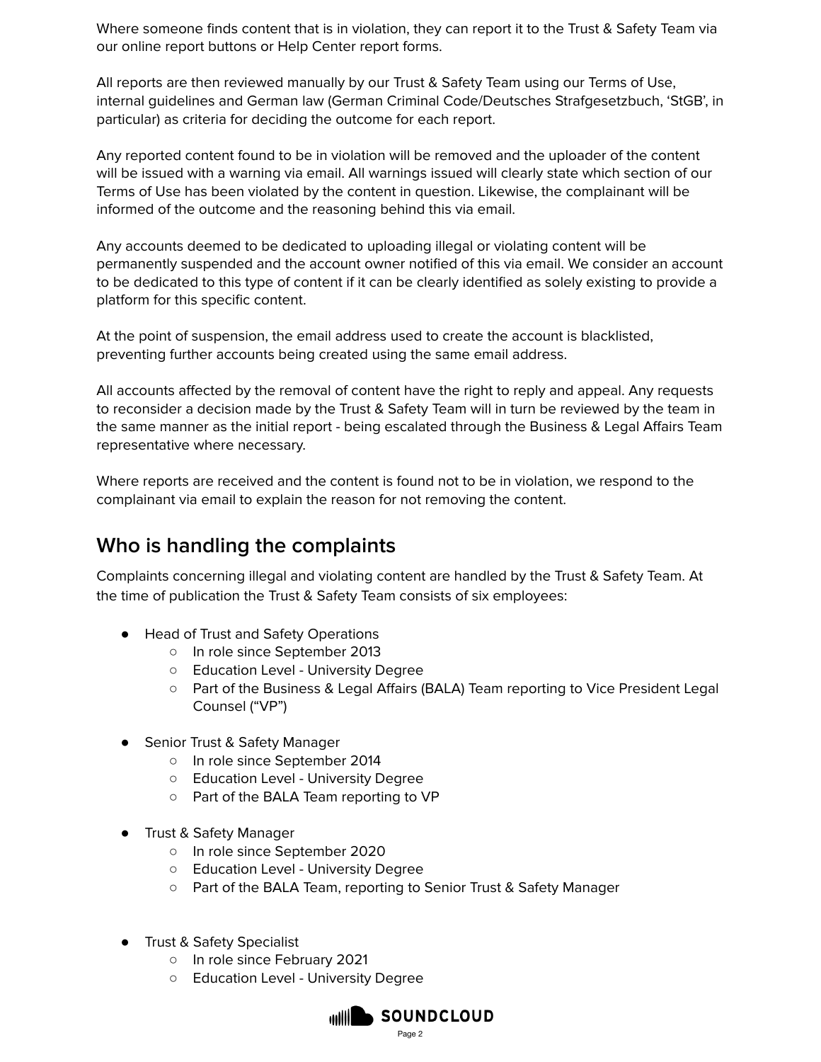Where someone finds content that is in violation, they can report it to the Trust & Safety Team via our online report buttons or Help Center report forms.

All reports are then reviewed manually by our Trust & Safety Team using our Terms of Use, internal guidelines and German law (German Criminal Code/Deutsches Strafgesetzbuch, 'StGB', in particular) as criteria for deciding the outcome for each report.

Any reported content found to be in violation will be removed and the uploader of the content will be issued with a warning via email. All warnings issued will clearly state which section of our Terms of Use has been violated by the content in question. Likewise, the complainant will be informed of the outcome and the reasoning behind this via email.

Any accounts deemed to be dedicated to uploading illegal or violating content will be permanently suspended and the account owner notified of this via email. We consider an account to be dedicated to this type of content if it can be clearly identified as solely existing to provide a platform for this specific content.

At the point of suspension, the email address used to create the account is blacklisted, preventing further accounts being created using the same email address.

All accounts affected by the removal of content have the right to reply and appeal. Any requests to reconsider a decision made by the Trust & Safety Team will in turn be reviewed by the team in the same manner as the initial report - being escalated through the Business & Legal Affairs Team representative where necessary.

Where reports are received and the content is found not to be in violation, we respond to the complainant via email to explain the reason for not removing the content.

## Who is handling the complaints

Complaints concerning illegal and violating content are handled by the Trust & Safety Team. At the time of publication the Trust & Safety Team consists of six employees:

- Head of Trust and Safety Operations
  - In role since September 2013
  - Education Level - University Degree
  - Part of the Business & Legal Affairs (BALA) Team reporting to Vice President Legal Counsel ("VP")

- Senior Trust & Safety Manager
  - In role since September 2014
  - Education Level - University Degree
  - Part of the BALA Team reporting to VP

- Trust & Safety Manager
  - In role since September 2020
  - Education Level - University Degree
  - Part of the BALA Team, reporting to Senior Trust & Safety Manager

- Trust & Safety Specialist
  - In role since February 2021
  - Education Level - University Degree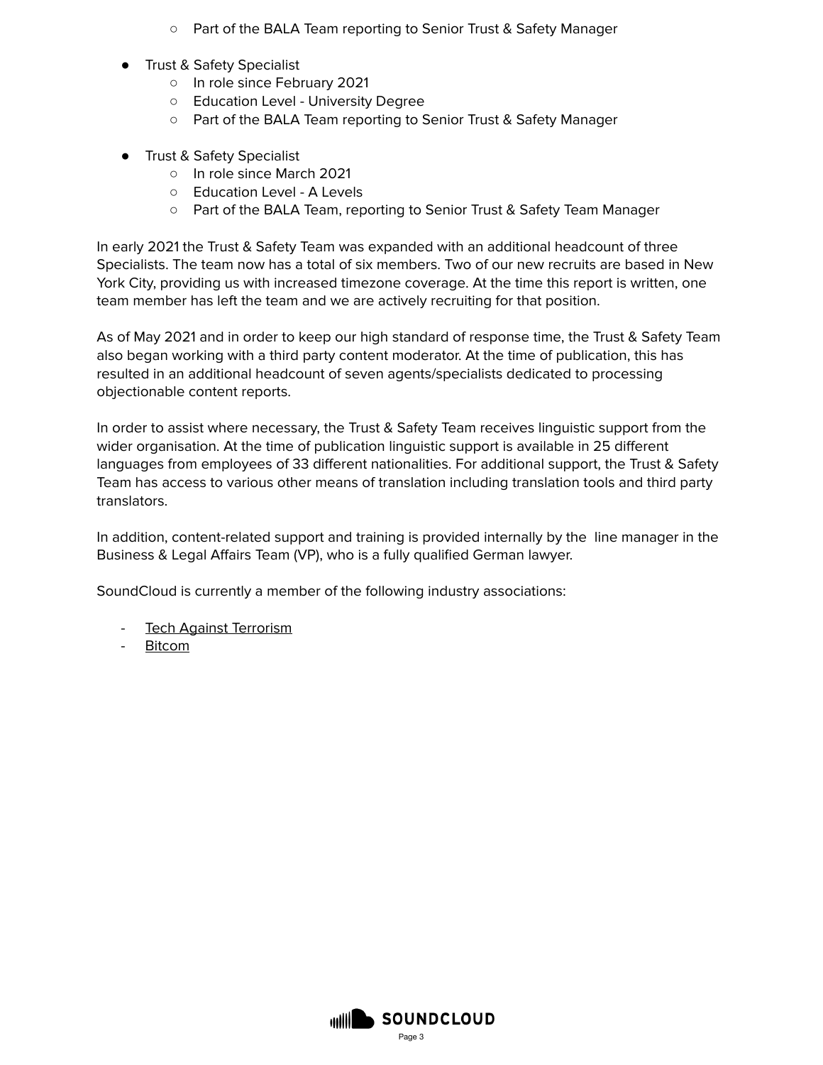- Part of the BALA Team reporting to Senior Trust & Safety Manager

- Trust & Safety Specialist
    - In role since February 2021
    - Education Level - University Degree
    - Part of the BALA Team reporting to Senior Trust & Safety Manager

- Trust & Safety Specialist
    - In role since March 2021
    - Education Level - A Levels
    - Part of the BALA Team, reporting to Senior Trust & Safety Team Manager

In early 2021 the Trust & Safety Team was expanded with an additional headcount of three Specialists. The team now has a total of six members. Two of our new recruits are based in New York City, providing us with increased timezone coverage. At the time this report is written, one team member has left the team and we are actively recruiting for that position.

As of May 2021 and in order to keep our high standard of response time, the Trust & Safety Team also began working with a third party content moderator. At the time of publication, this has resulted in an additional headcount of seven agents/specialists dedicated to processing objectionable content reports.

In order to assist where necessary, the Trust & Safety Team receives linguistic support from the wider organisation. At the time of publication linguistic support is available in 25 different languages from employees of 33 different nationalities. For additional support, the Trust & Safety Team has access to various other means of translation including translation tools and third party translators.

In addition, content-related support and training is provided internally by the line manager in the Business & Legal Affairs Team (VP), who is a fully qualified German lawyer.

SoundCloud is currently a member of the following industry associations:

- Tech Against Terrorism
- Bitcom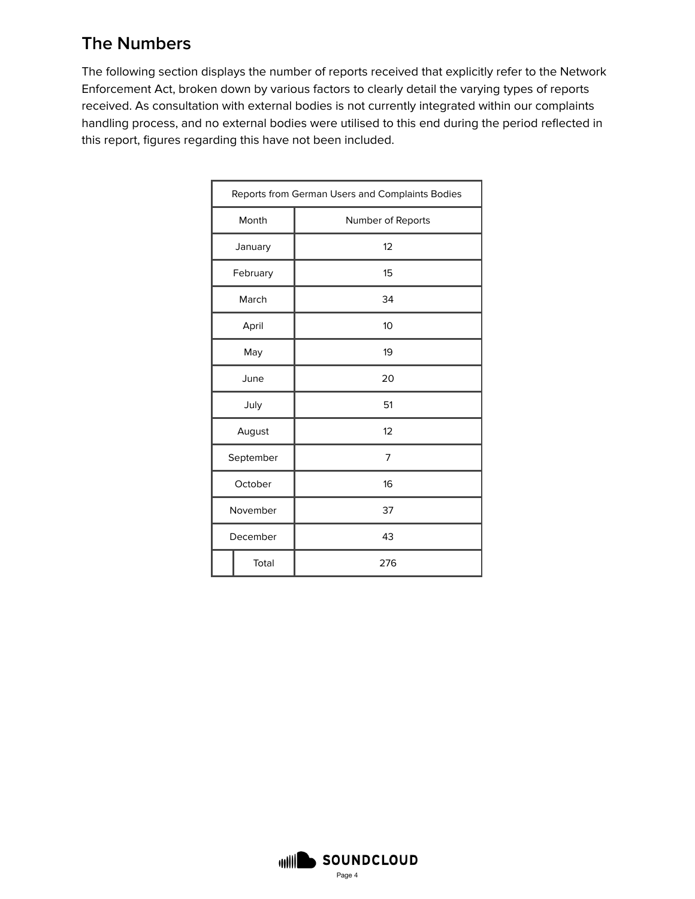## The Numbers

The following section displays the number of reports received that explicitly refer to the Network Enforcement Act, broken down by various factors to clearly detail the varying types of reports received. As consultation with external bodies is not currently integrated within our complaints handling process, and no external bodies were utilised to this end during the period reflected in this report, figures regarding this have not been included.

| Reports from German Users and Complaints Bodies | |
|---|---|
| Month | Number of Reports |
| January | 12 |
| February | 15 |
| March | 34 |
| April | 10 |
| May | 19 |
| June | 20 |
| July | 51 |
| August | 12 |
| September | 7 |
| October | 16 |
| November | 37 |
| December | 43 |
| Total | 276 |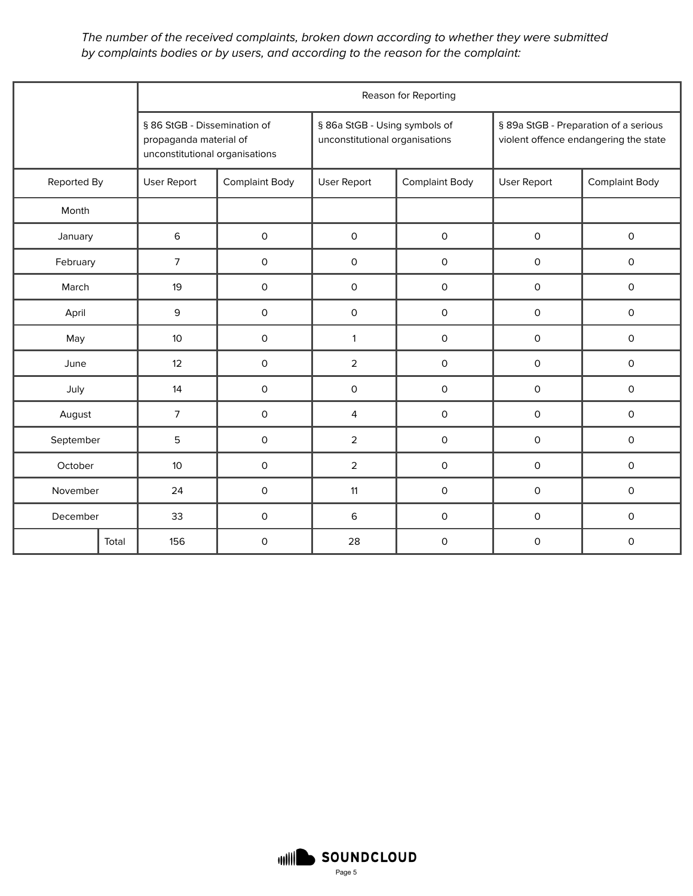*The number of the received complaints, broken down according to whether they were submitted by complaints bodies or by users, and according to the reason for the complaint:*

| | Reason for Reporting | | | | | |
|---|---|---|---|---|---|---|
| | § 86 StGB - Dissemination of propaganda material of unconstitutional organisations | | § 86a StGB - Using symbols of unconstitutional organisations | | § 89a StGB - Preparation of a serious violent offence endangering the state | |
| Reported By | User Report | Complaint Body | User Report | Complaint Body | User Report | Complaint Body |
| Month | | | | | | |
| January | 6 | 0 | 0 | 0 | 0 | 0 |
| February | 7 | 0 | 0 | 0 | 0 | 0 |
| March | 19 | 0 | 0 | 0 | 0 | 0 |
| April | 9 | 0 | 0 | 0 | 0 | 0 |
| May | 10 | 0 | 1 | 0 | 0 | 0 |
| June | 12 | 0 | 2 | 0 | 0 | 0 |
| July | 14 | 0 | 0 | 0 | 0 | 0 |
| August | 7 | 0 | 4 | 0 | 0 | 0 |
| September | 5 | 0 | 2 | 0 | 0 | 0 |
| October | 10 | 0 | 2 | 0 | 0 | 0 |
| November | 24 | 0 | 11 | 0 | 0 | 0 |
| December | 33 | 0 | 6 | 0 | 0 | 0 |
| Total | 156 | 0 | 28 | 0 | 0 | 0 |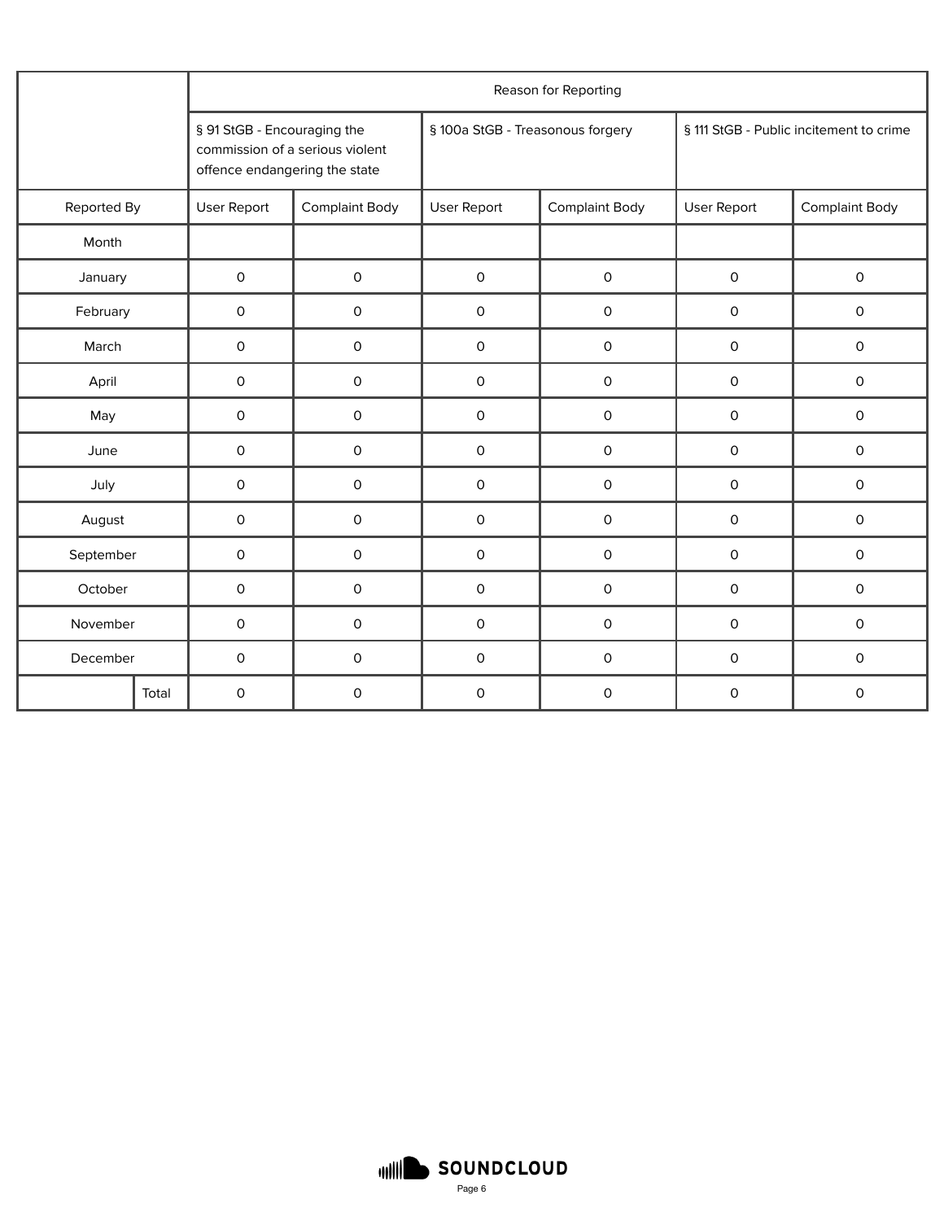| | Reason for Reporting | | | | | |
|---|---|---|---|---|---|---|
| | § 91 StGB - Encouraging the commission of a serious violent offence endangering the state | | § 100a StGB - Treasonous forgery | | § 111 StGB - Public incitement to crime | |
| Reported By | User Report | Complaint Body | User Report | Complaint Body | User Report | Complaint Body |
| Month | | | | | | |
| January | 0 | 0 | 0 | 0 | 0 | 0 |
| February | 0 | 0 | 0 | 0 | 0 | 0 |
| March | 0 | 0 | 0 | 0 | 0 | 0 |
| April | 0 | 0 | 0 | 0 | 0 | 0 |
| May | 0 | 0 | 0 | 0 | 0 | 0 |
| June | 0 | 0 | 0 | 0 | 0 | 0 |
| July | 0 | 0 | 0 | 0 | 0 | 0 |
| August | 0 | 0 | 0 | 0 | 0 | 0 |
| September | 0 | 0 | 0 | 0 | 0 | 0 |
| October | 0 | 0 | 0 | 0 | 0 | 0 |
| November | 0 | 0 | 0 | 0 | 0 | 0 |
| December | 0 | 0 | 0 | 0 | 0 | 0 |
| Total | 0 | 0 | 0 | 0 | 0 | 0 |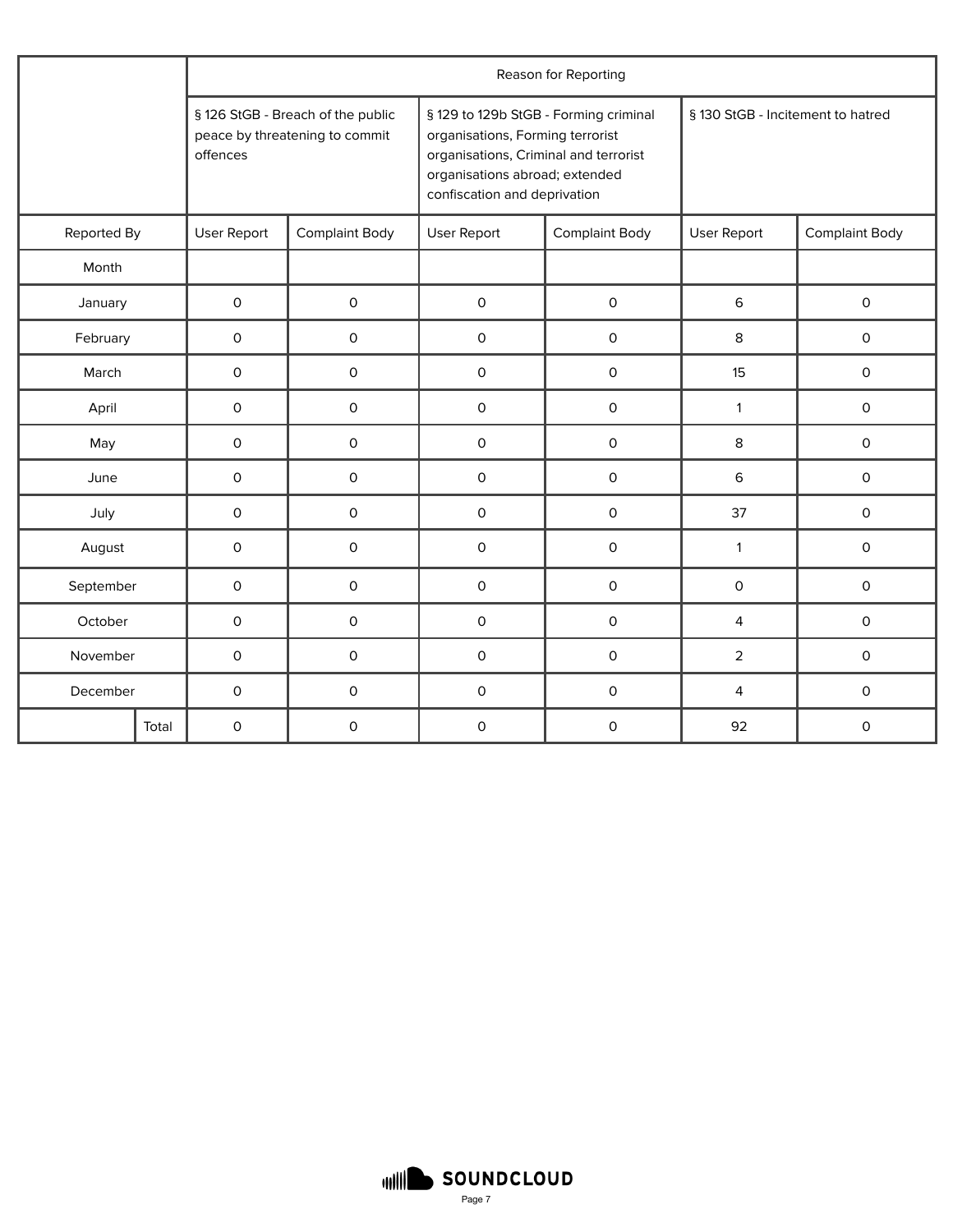| | Reason for Reporting | | | | | |
|---|---|---|---|---|---|---|
| | § 126 StGB - Breach of the public peace by threatening to commit offences | | § 129 to 129b StGB - Forming criminal organisations, Forming terrorist organisations, Criminal and terrorist organisations abroad; extended confiscation and deprivation | | § 130 StGB - Incitement to hatred | |
| Reported By | User Report | Complaint Body | User Report | Complaint Body | User Report | Complaint Body |
| Month | | | | | | |
| January | 0 | 0 | 0 | 0 | 6 | 0 |
| February | 0 | 0 | 0 | 0 | 8 | 0 |
| March | 0 | 0 | 0 | 0 | 15 | 0 |
| April | 0 | 0 | 0 | 0 | 1 | 0 |
| May | 0 | 0 | 0 | 0 | 8 | 0 |
| June | 0 | 0 | 0 | 0 | 6 | 0 |
| July | 0 | 0 | 0 | 0 | 37 | 0 |
| August | 0 | 0 | 0 | 0 | 1 | 0 |
| September | 0 | 0 | 0 | 0 | 0 | 0 |
| October | 0 | 0 | 0 | 0 | 4 | 0 |
| November | 0 | 0 | 0 | 0 | 2 | 0 |
| December | 0 | 0 | 0 | 0 | 4 | 0 |
| Total | 0 | 0 | 0 | 0 | 92 | 0 |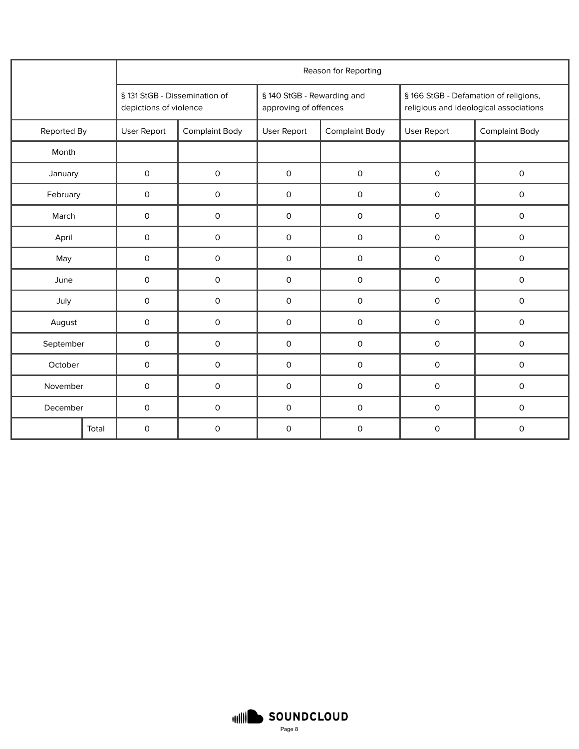| | Reason for Reporting | | | | | |
|---|---|---|---|---|---|---|
| | § 131 StGB - Dissemination of depictions of violence | | § 140 StGB - Rewarding and approving of offences | | § 166 StGB - Defamation of religions, religious and ideological associations | |
| Reported By | User Report | Complaint Body | User Report | Complaint Body | User Report | Complaint Body |
| Month | | | | | | |
| January | 0 | 0 | 0 | 0 | 0 | 0 |
| February | 0 | 0 | 0 | 0 | 0 | 0 |
| March | 0 | 0 | 0 | 0 | 0 | 0 |
| April | 0 | 0 | 0 | 0 | 0 | 0 |
| May | 0 | 0 | 0 | 0 | 0 | 0 |
| June | 0 | 0 | 0 | 0 | 0 | 0 |
| July | 0 | 0 | 0 | 0 | 0 | 0 |
| August | 0 | 0 | 0 | 0 | 0 | 0 |
| September | 0 | 0 | 0 | 0 | 0 | 0 |
| October | 0 | 0 | 0 | 0 | 0 | 0 |
| November | 0 | 0 | 0 | 0 | 0 | 0 |
| December | 0 | 0 | 0 | 0 | 0 | 0 |
| Total | 0 | 0 | 0 | 0 | 0 | 0 |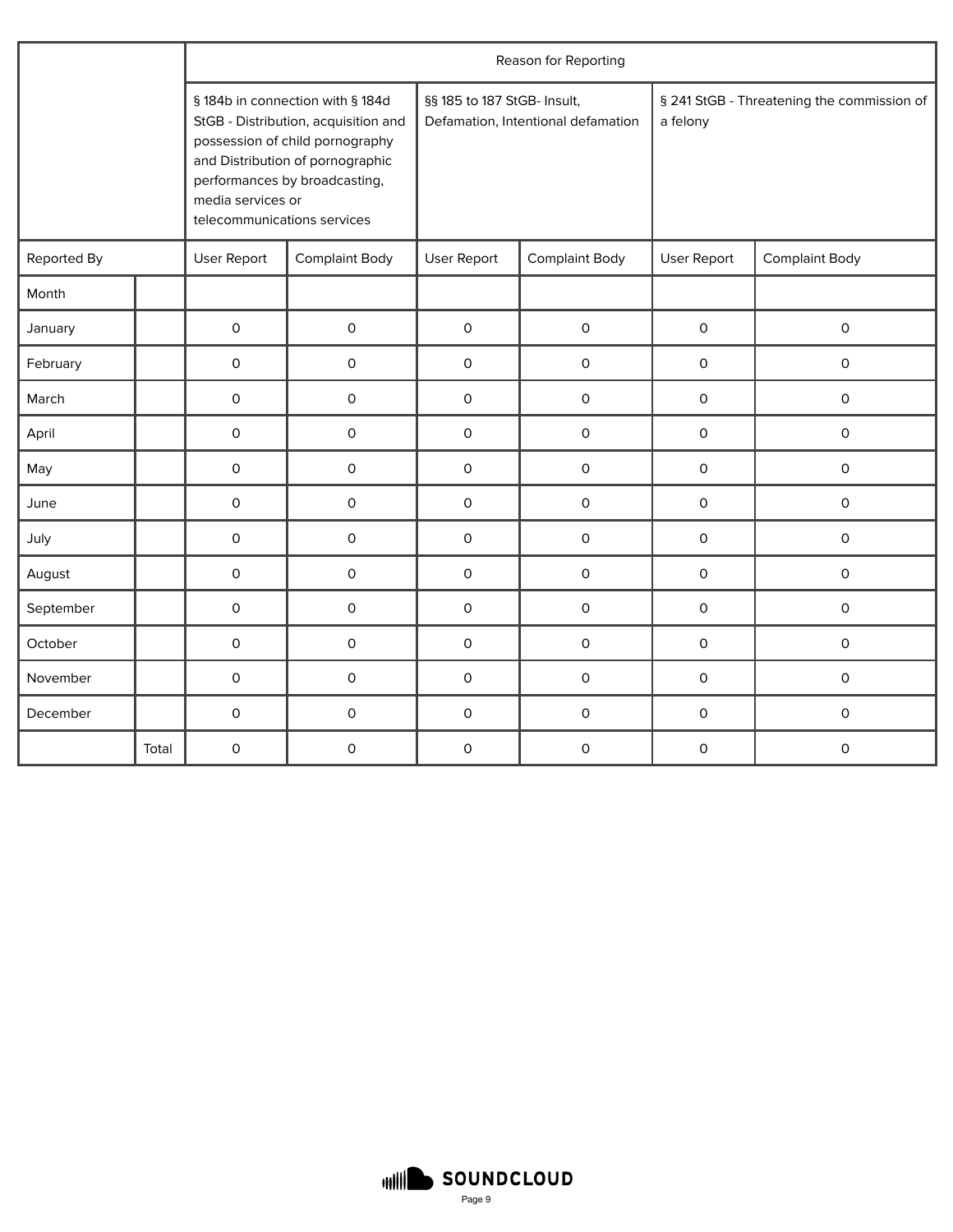| | | Reason for Reporting | | | | | |
|---|---|---|---|---|---|---|---|
| | | § 184b in connection with § 184d StGB - Distribution, acquisition and possession of child pornography and Distribution of pornographic performances by broadcasting, media services or telecommunications services | | §§ 185 to 187 StGB- Insult, Defamation, Intentional defamation | | § 241 StGB - Threatening the commission of a felony | |
| Reported By | | User Report | Complaint Body | User Report | Complaint Body | User Report | Complaint Body |
| Month | | | | | | | |
| January | | 0 | 0 | 0 | 0 | 0 | 0 |
| February | | 0 | 0 | 0 | 0 | 0 | 0 |
| March | | 0 | 0 | 0 | 0 | 0 | 0 |
| April | | 0 | 0 | 0 | 0 | 0 | 0 |
| May | | 0 | 0 | 0 | 0 | 0 | 0 |
| June | | 0 | 0 | 0 | 0 | 0 | 0 |
| July | | 0 | 0 | 0 | 0 | 0 | 0 |
| August | | 0 | 0 | 0 | 0 | 0 | 0 |
| September | | 0 | 0 | 0 | 0 | 0 | 0 |
| October | | 0 | 0 | 0 | 0 | 0 | 0 |
| November | | 0 | 0 | 0 | 0 | 0 | 0 |
| December | | 0 | 0 | 0 | 0 | 0 | 0 |
| | Total | 0 | 0 | 0 | 0 | 0 | 0 |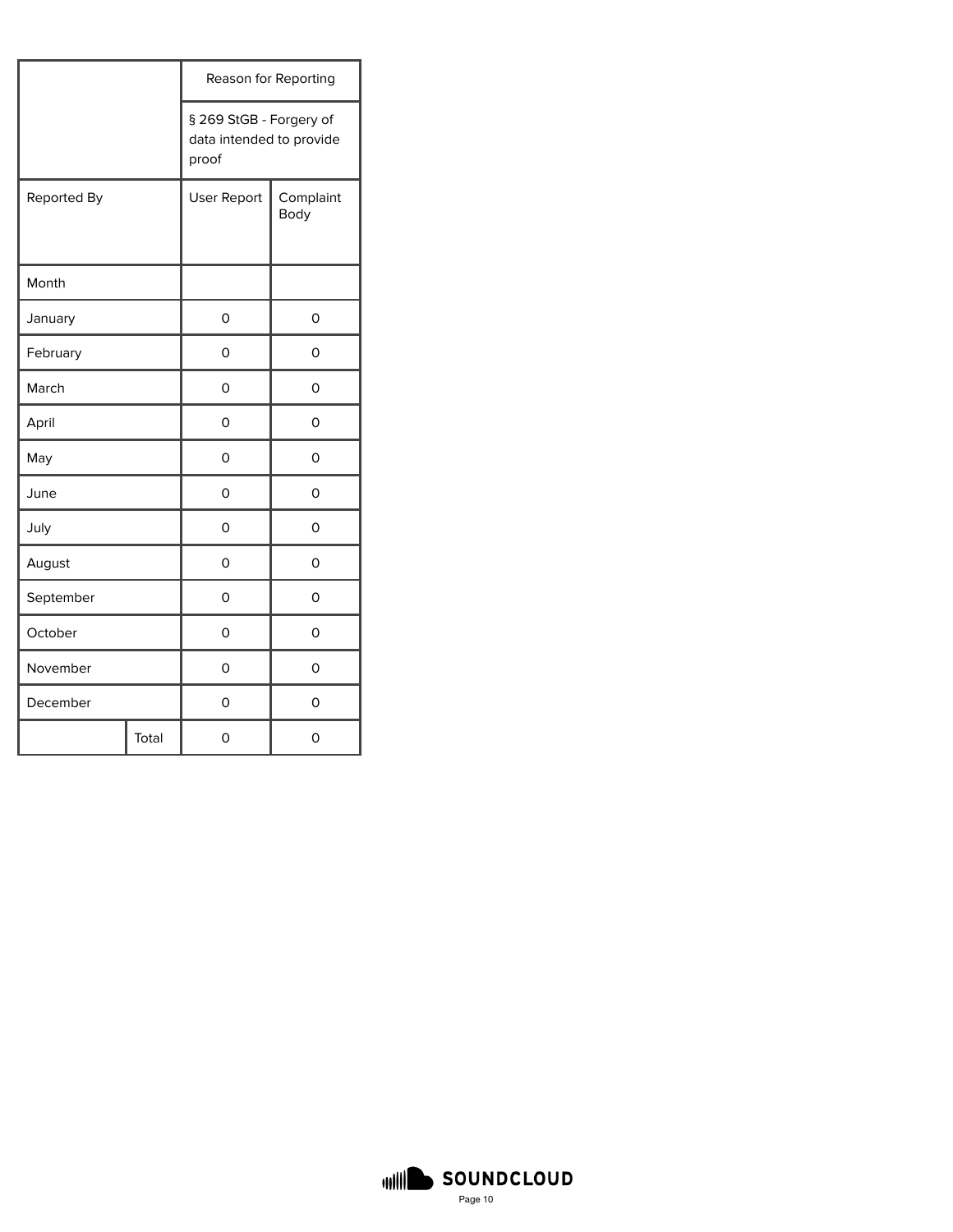| | | Reason for Reporting | |
|---|---|---|---|
| | | § 269 StGB - Forgery of data intended to provide proof | |
| Reported By | | User Report | Complaint Body |
| Month | | | |
| January | | 0 | 0 |
| February | | 0 | 0 |
| March | | 0 | 0 |
| April | | 0 | 0 |
| May | | 0 | 0 |
| June | | 0 | 0 |
| July | | 0 | 0 |
| August | | 0 | 0 |
| September | | 0 | 0 |
| October | | 0 | 0 |
| November | | 0 | 0 |
| December | | 0 | 0 |
| | Total | 0 | 0 |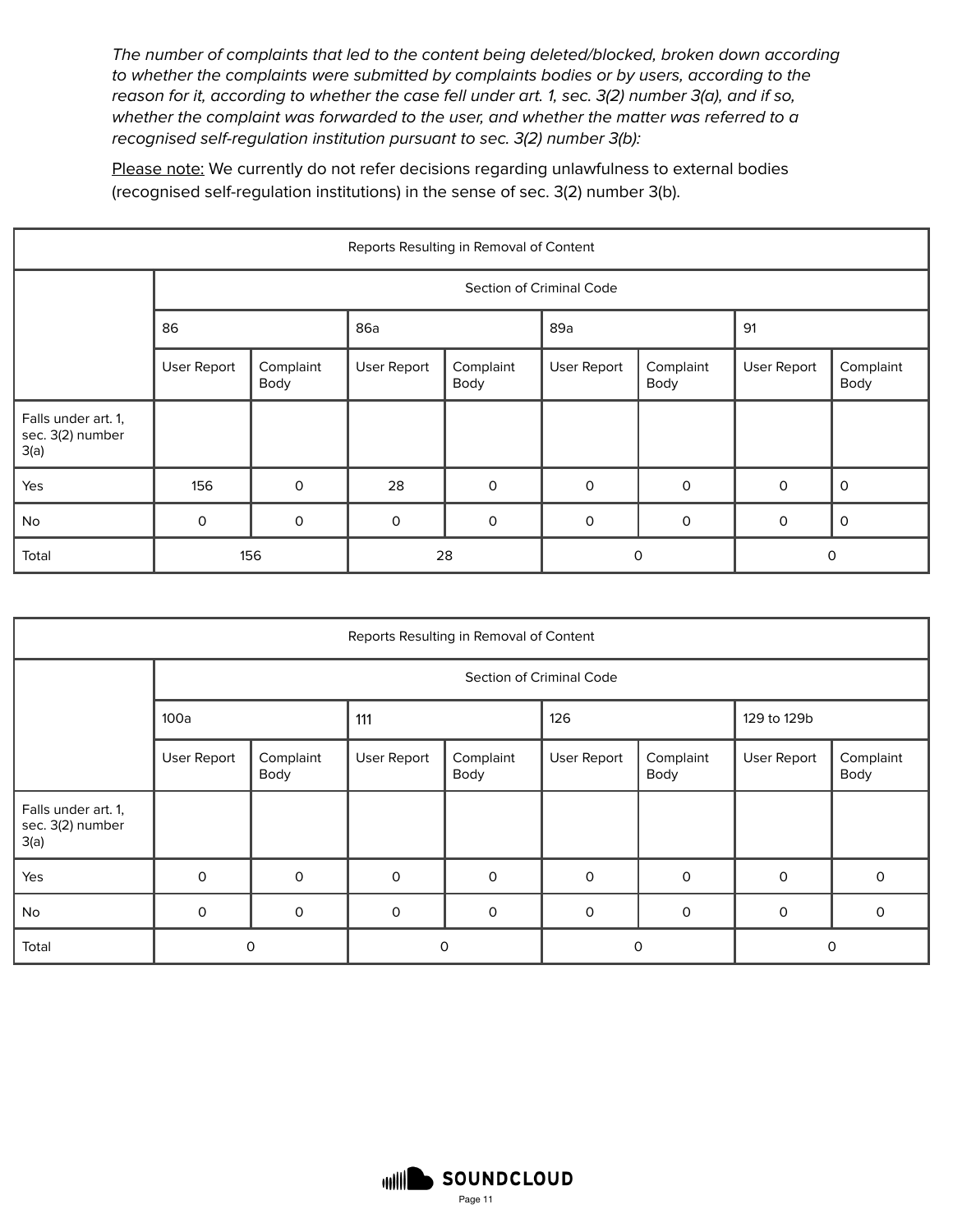*The number of complaints that led to the content being deleted/blocked, broken down according to whether the complaints were submitted by complaints bodies or by users, according to the reason for it, according to whether the case fell under art. 1, sec. 3(2) number 3(a), and if so, whether the complaint was forwarded to the user, and whether the matter was referred to a recognised self-regulation institution pursuant to sec. 3(2) number 3(b):*

Please note: We currently do not refer decisions regarding unlawfulness to external bodies (recognised self-regulation institutions) in the sense of sec. 3(2) number 3(b).

| Reports Resulting in Removal of Content | | | | | | | | |
|---|---|---|---|---|---|---|---|---|
| | Section of Criminal Code | | | | | | | |
| | 86 | | 86a | | 89a | | 91 | |
| | User Report | Complaint Body | User Report | Complaint Body | User Report | Complaint Body | User Report | Complaint Body |
| Falls under art. 1, sec. 3(2) number 3(a) | | | | | | | | |
| Yes | 156 | 0 | 28 | 0 | 0 | 0 | 0 | 0 |
| No | 0 | 0 | 0 | 0 | 0 | 0 | 0 | 0 |
| Total | 156 | | 28 | | 0 | | 0 | |

| Reports Resulting in Removal of Content | | | | | | | | |
|---|---|---|---|---|---|---|---|---|
| | Section of Criminal Code | | | | | | | |
| | 100a | | 111 | | 126 | | 129 to 129b | |
| | User Report | Complaint Body | User Report | Complaint Body | User Report | Complaint Body | User Report | Complaint Body |
| Falls under art. 1, sec. 3(2) number 3(a) | | | | | | | | |
| Yes | 0 | 0 | 0 | 0 | 0 | 0 | 0 | 0 |
| No | 0 | 0 | 0 | 0 | 0 | 0 | 0 | 0 |
| Total | 0 | | 0 | | 0 | | 0 | |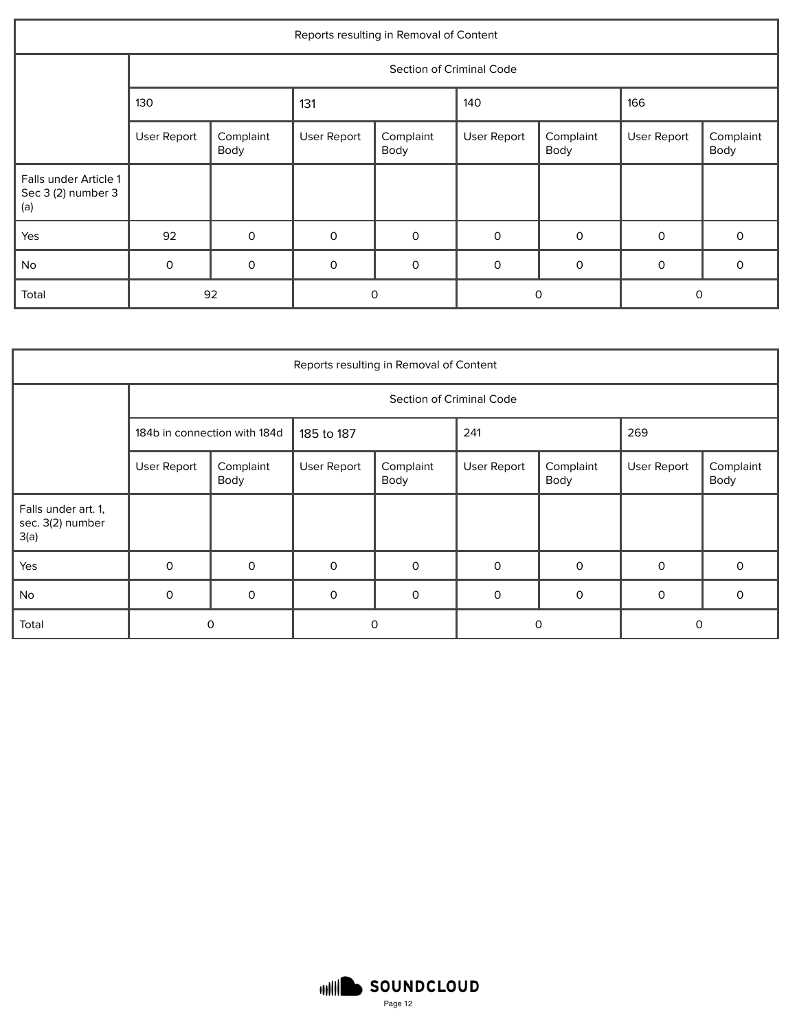| Reports resulting in Removal of Content | | | | | | | | |
|---|---|---|---|---|---|---|---|---|
| | Section of Criminal Code | | | | | | | |
| | 130 | | 131 | | 140 | | 166 | |
| | User Report | Complaint Body | User Report | Complaint Body | User Report | Complaint Body | User Report | Complaint Body |
| Falls under Article 1 Sec 3 (2) number 3 (a) | | | | | | | | |
| Yes | 92 | 0 | 0 | 0 | 0 | 0 | 0 | 0 |
| No | 0 | 0 | 0 | 0 | 0 | 0 | 0 | 0 |
| Total | 92 | | 0 | | 0 | | 0 | |

| Reports resulting in Removal of Content | | | | | | | | |
|---|---|---|---|---|---|---|---|---|
| | Section of Criminal Code | | | | | | | |
| | 184b in connection with 184d | | 185 to 187 | | 241 | | 269 | |
| | User Report | Complaint Body | User Report | Complaint Body | User Report | Complaint Body | User Report | Complaint Body |
| Falls under art. 1, sec. 3(2) number 3(a) | | | | | | | | |
| Yes | 0 | 0 | 0 | 0 | 0 | 0 | 0 | 0 |
| No | 0 | 0 | 0 | 0 | 0 | 0 | 0 | 0 |
| Total | 0 | | 0 | | 0 | | 0 | |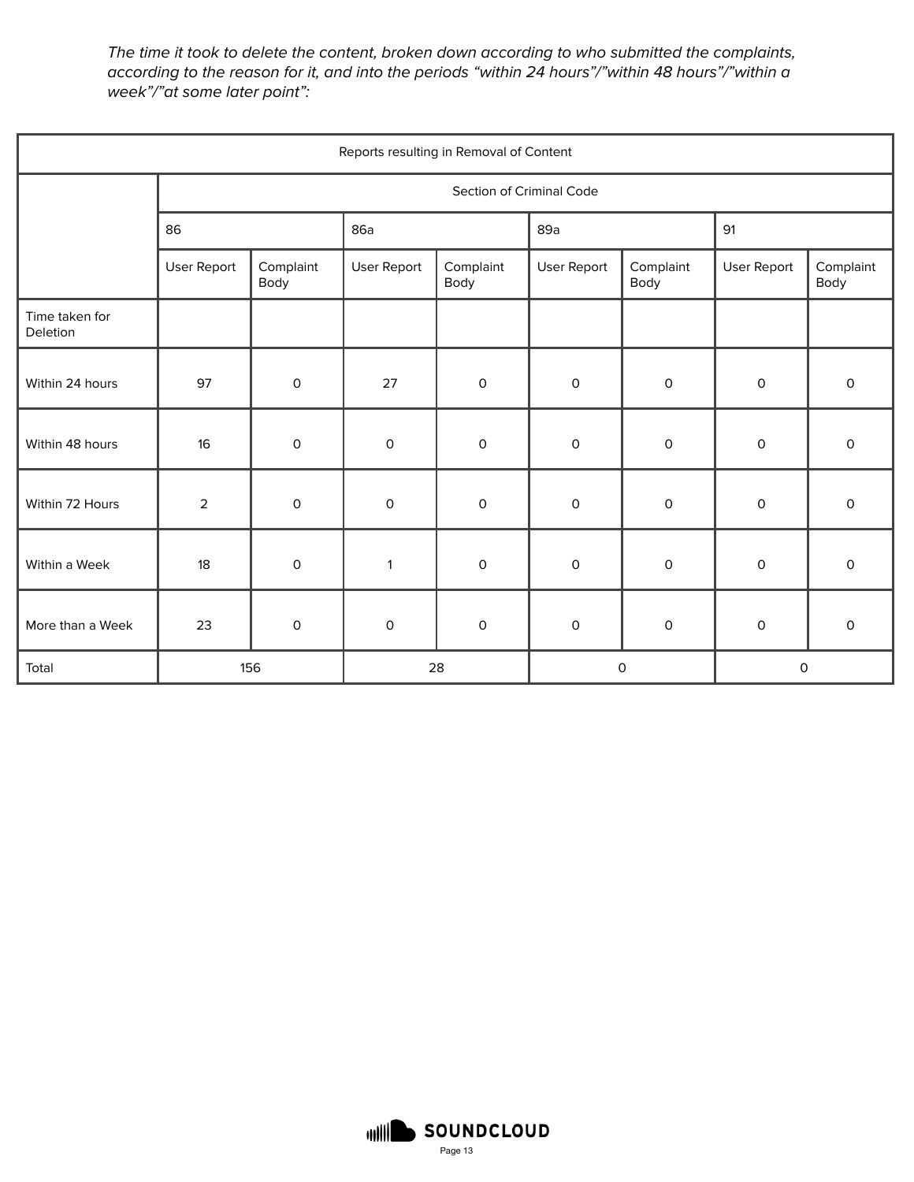*The time it took to delete the content, broken down according to who submitted the complaints, according to the reason for it, and into the periods "within 24 hours"/"within 48 hours"/"within a week"/"at some later point":*

| Reports resulting in Removal of Content | | | | | | | | |
|---|---|---|---|---|---|---|---|---|
| | Section of Criminal Code | | | | | | | |
| | 86 | | 86a | | 89a | | 91 | |
| | User Report | Complaint Body | User Report | Complaint Body | User Report | Complaint Body | User Report | Complaint Body |
| Time taken for Deletion | | | | | | | | |
| Within 24 hours | 97 | 0 | 27 | 0 | 0 | 0 | 0 | 0 |
| Within 48 hours | 16 | 0 | 0 | 0 | 0 | 0 | 0 | 0 |
| Within 72 Hours | 2 | 0 | 0 | 0 | 0 | 0 | 0 | 0 |
| Within a Week | 18 | 0 | 1 | 0 | 0 | 0 | 0 | 0 |
| More than a Week | 23 | 0 | 0 | 0 | 0 | 0 | 0 | 0 |
| Total | 156 | | 28 | | 0 | | 0 | |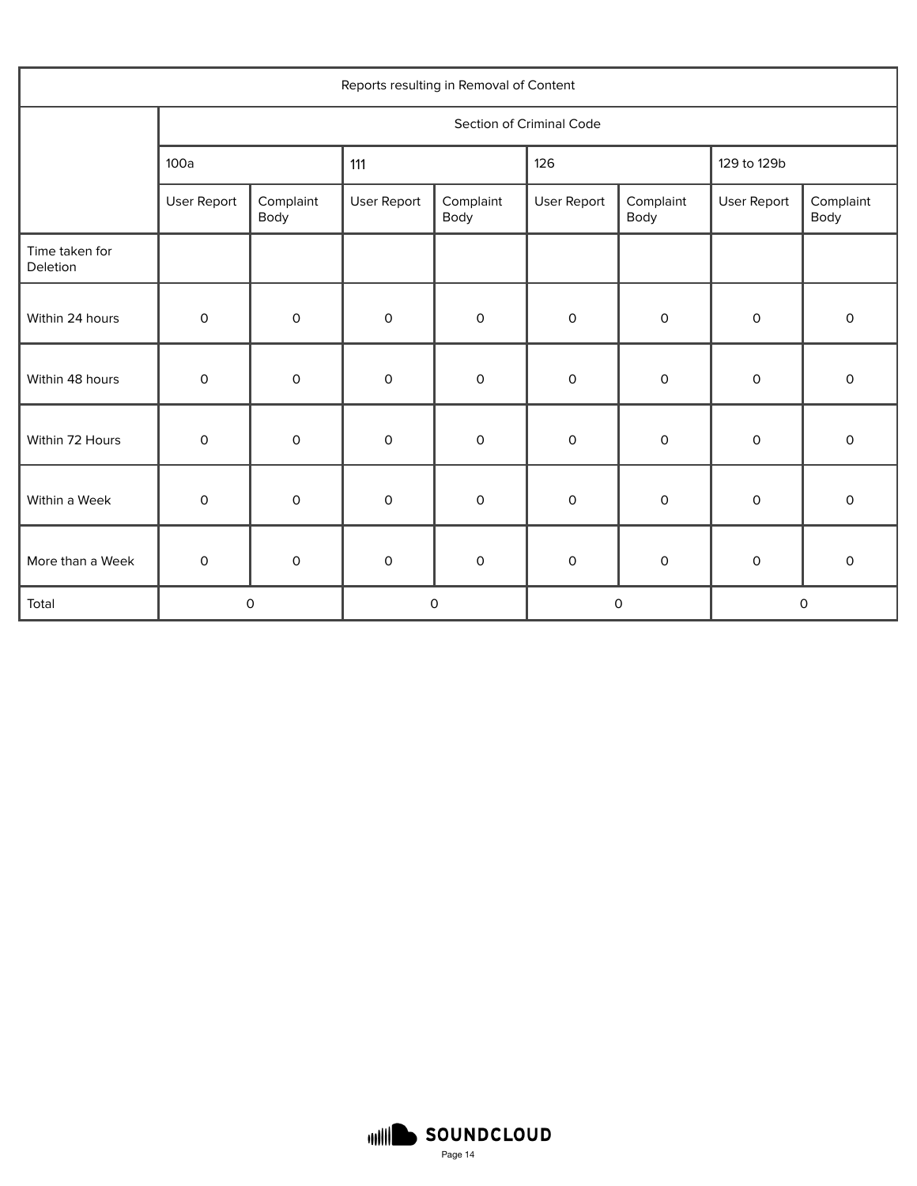| Reports resulting in Removal of Content | | | | | | | | |
|---|---|---|---|---|---|---|---|---|
| | Section of Criminal Code | | | | | | | |
| | 100a | | 111 | | 126 | | 129 to 129b | |
| | User Report | Complaint Body | User Report | Complaint Body | User Report | Complaint Body | User Report | Complaint Body |
| Time taken for Deletion | | | | | | | | |
| Within 24 hours | 0 | 0 | 0 | 0 | 0 | 0 | 0 | 0 |
| Within 48 hours | 0 | 0 | 0 | 0 | 0 | 0 | 0 | 0 |
| Within 72 Hours | 0 | 0 | 0 | 0 | 0 | 0 | 0 | 0 |
| Within a Week | 0 | 0 | 0 | 0 | 0 | 0 | 0 | 0 |
| More than a Week | 0 | 0 | 0 | 0 | 0 | 0 | 0 | 0 |
| Total | 0 | | 0 | | 0 | | 0 | |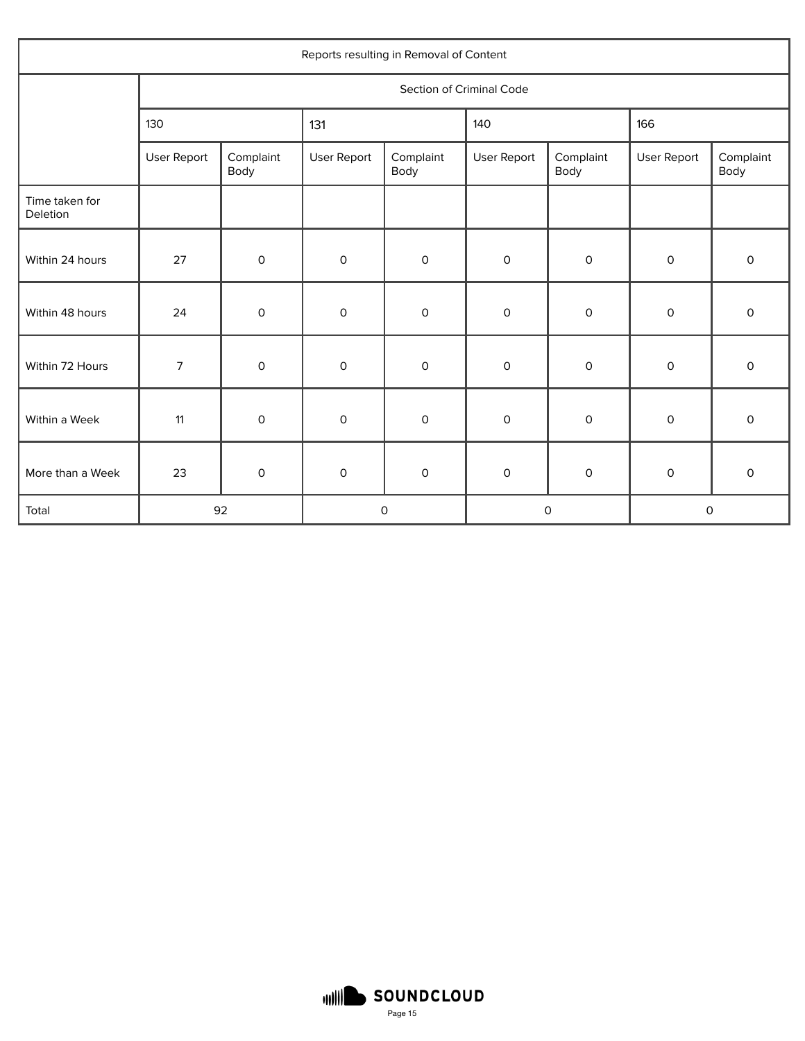| Reports resulting in Removal of Content | | | | | | | | |
|---|---|---|---|---|---|---|---|---|
| | Section of Criminal Code | | | | | | | |
| | 130 | | 131 | | 140 | | 166 | |
| | User Report | Complaint Body | User Report | Complaint Body | User Report | Complaint Body | User Report | Complaint Body |
| Time taken for Deletion | | | | | | | | |
| Within 24 hours | 27 | 0 | 0 | 0 | 0 | 0 | 0 | 0 |
| Within 48 hours | 24 | 0 | 0 | 0 | 0 | 0 | 0 | 0 |
| Within 72 Hours | 7 | 0 | 0 | 0 | 0 | 0 | 0 | 0 |
| Within a Week | 11 | 0 | 0 | 0 | 0 | 0 | 0 | 0 |
| More than a Week | 23 | 0 | 0 | 0 | 0 | 0 | 0 | 0 |
| Total | 92 | | 0 | | 0 | | 0 | |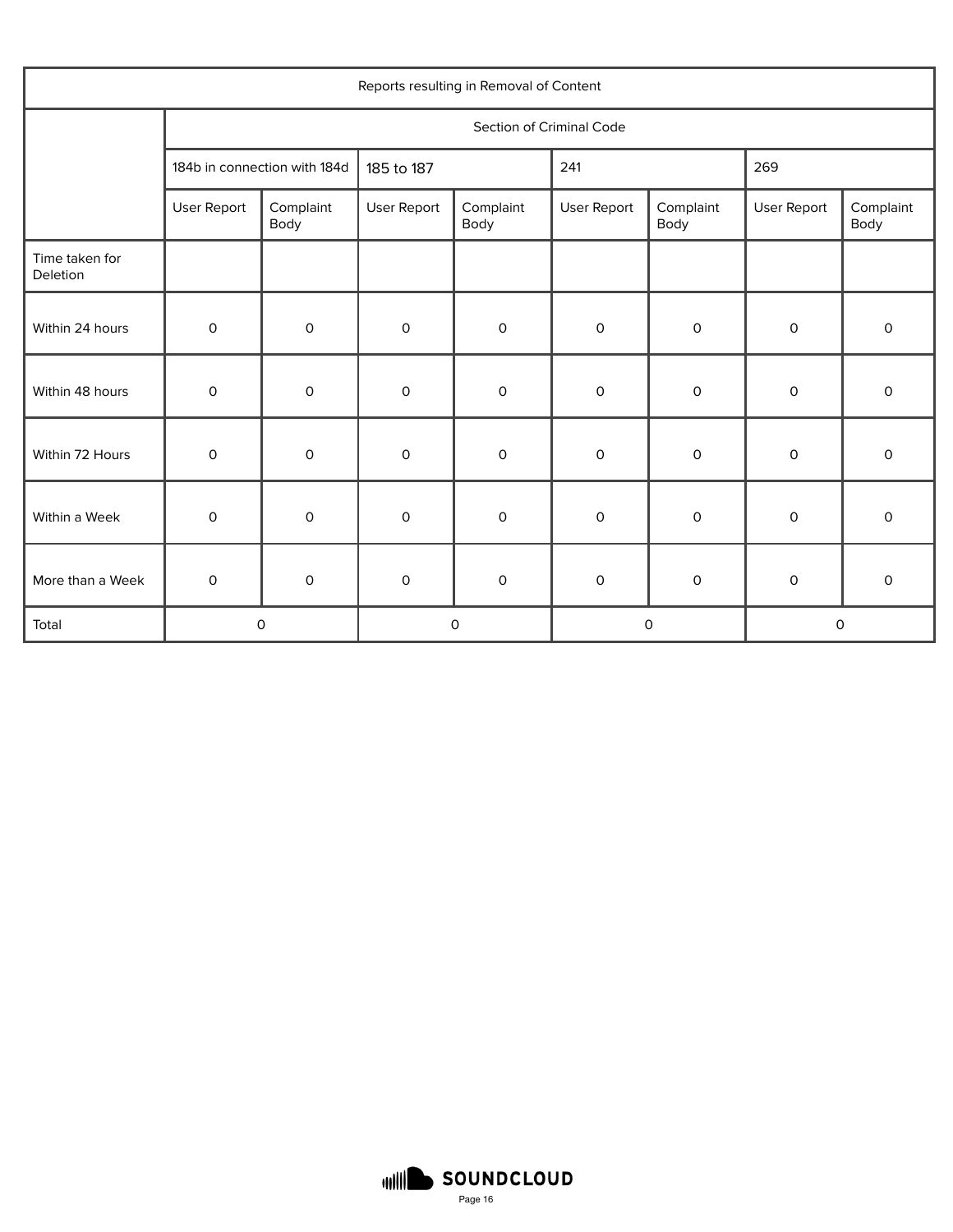| Reports resulting in Removal of Content | | | | | | | | |
|---|---|---|---|---|---|---|---|---|
| | Section of Criminal Code | | | | | | | |
| | 184b in connection with 184d | | 185 to 187 | | 241 | | 269 | |
| | User Report | Complaint Body | User Report | Complaint Body | User Report | Complaint Body | User Report | Complaint Body |
| Time taken for Deletion | | | | | | | | |
| Within 24 hours | 0 | 0 | 0 | 0 | 0 | 0 | 0 | 0 |
| Within 48 hours | 0 | 0 | 0 | 0 | 0 | 0 | 0 | 0 |
| Within 72 Hours | 0 | 0 | 0 | 0 | 0 | 0 | 0 | 0 |
| Within a Week | 0 | 0 | 0 | 0 | 0 | 0 | 0 | 0 |
| More than a Week | 0 | 0 | 0 | 0 | 0 | 0 | 0 | 0 |
| Total | 0 | | 0 | | 0 | | 0 | |